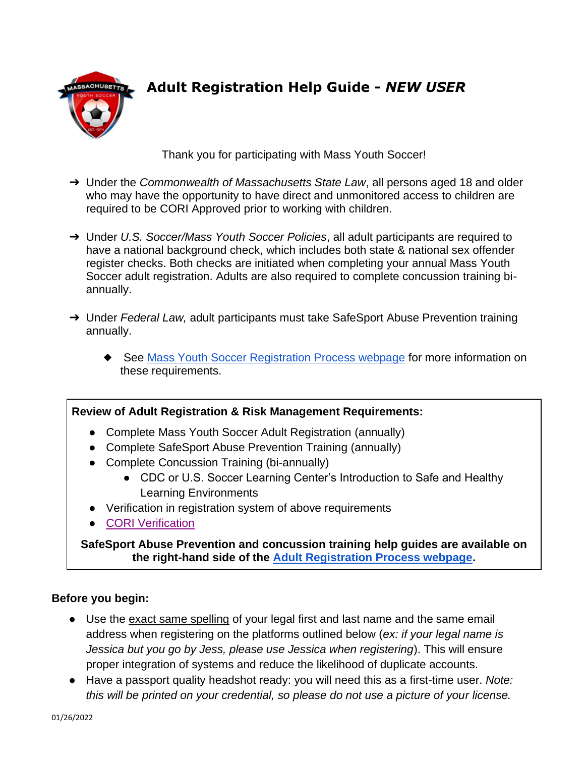# Adult Registration Help Guide - *NEW USER*

Thank you for participating with Mass Youth Soccer!

- Under the *Commonwealth of Massachusetts State Law*, all persons aged 18 and older who may have the opportunity to have direct and unmonitored access to children are required to be CORI Approved prior to working with children.

- Under *U.S. Soccer/Mass Youth Soccer Policies*, all adult participants are required to have a national background check, which includes both state & national sex offender register checks. Both checks are initiated when completing your annual Mass Youth Soccer adult registration. Adults are also required to complete concussion training bi-annually.

- Under *Federal Law,* adult participants must take SafeSport Abuse Prevention training annually.

  - See [Mass Youth Soccer Registration Process webpage]() for more information on these requirements.

**Review of Adult Registration & Risk Management Requirements:**

- Complete Mass Youth Soccer Adult Registration (annually)
- Complete SafeSport Abuse Prevention Training (annually)
- Complete Concussion Training (bi-annually)
  - CDC or U.S. Soccer Learning Center's Introduction to Safe and Healthy Learning Environments
- Verification in registration system of above requirements
- [CORI Verification]()

**SafeSport Abuse Prevention and concussion training help guides are available on the right-hand side of the [Adult Registration Process webpage]().**

**Before you begin:**

- Use the exact same spelling of your legal first and last name and the same email address when registering on the platforms outlined below (*ex: if your legal name is Jessica but you go by Jess, please use Jessica when registering*). This will ensure proper integration of systems and reduce the likelihood of duplicate accounts.
- Have a passport quality headshot ready: you will need this as a first-time user. *Note: this will be printed on your credential, so please do not use a picture of your license.*

01/26/2022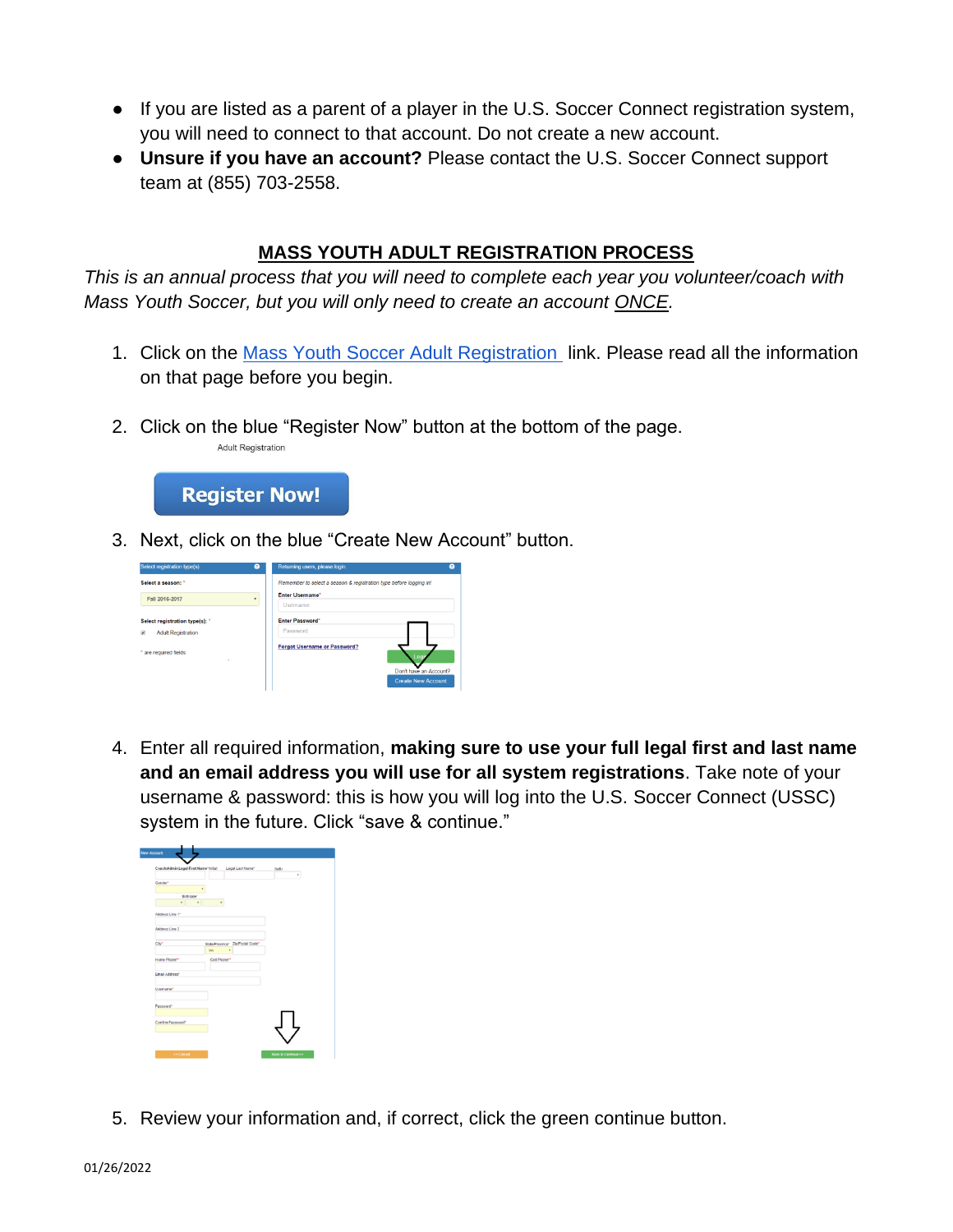- If you are listed as a parent of a player in the U.S. Soccer Connect registration system, you will need to connect to that account. Do not create a new account.
- **Unsure if you have an account?** Please contact the U.S. Soccer Connect support team at (855) 703-2558.

## MASS YOUTH ADULT REGISTRATION PROCESS

*This is an annual process that you will need to complete each year you volunteer/coach with Mass Youth Soccer, but you will only need to create an account ONCE.*

1. Click on the Mass Youth Soccer Adult Registration link. Please read all the information on that page before you begin.

2. Click on the blue "Register Now" button at the bottom of the page.

3. Next, click on the blue "Create New Account" button.

4. Enter all required information, **making sure to use your full legal first and last name and an email address you will use for all system registrations**. Take note of your username & password: this is how you will log into the U.S. Soccer Connect (USSC) system in the future. Click "save & continue."

5. Review your information and, if correct, click the green continue button.

01/26/2022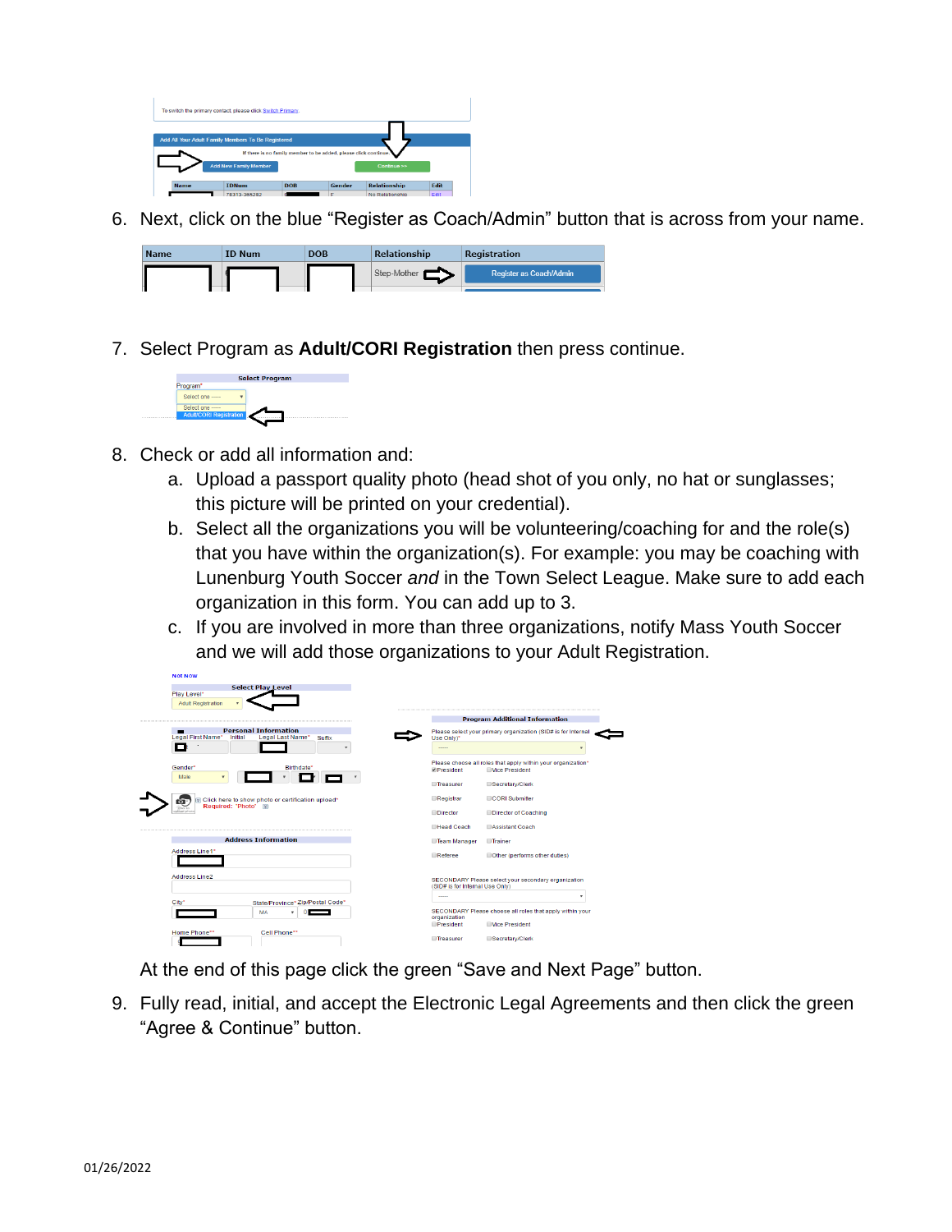6. Next, click on the blue "Register as Coach/Admin" button that is across from your name.

7. Select Program as **Adult/CORI Registration** then press continue.

8. Check or add all information and:
    a. Upload a passport quality photo (head shot of you only, no hat or sunglasses; this picture will be printed on your credential).
    b. Select all the organizations you will be volunteering/coaching for and the role(s) that you have within the organization(s). For example: you may be coaching with Lunenburg Youth Soccer *and* in the Town Select League. Make sure to add each organization in this form. You can add up to 3.
    c. If you are involved in more than three organizations, notify Mass Youth Soccer and we will add those organizations to your Adult Registration.

At the end of this page click the green "Save and Next Page" button.

9. Fully read, initial, and accept the Electronic Legal Agreements and then click the green "Agree & Continue" button.

01/26/2022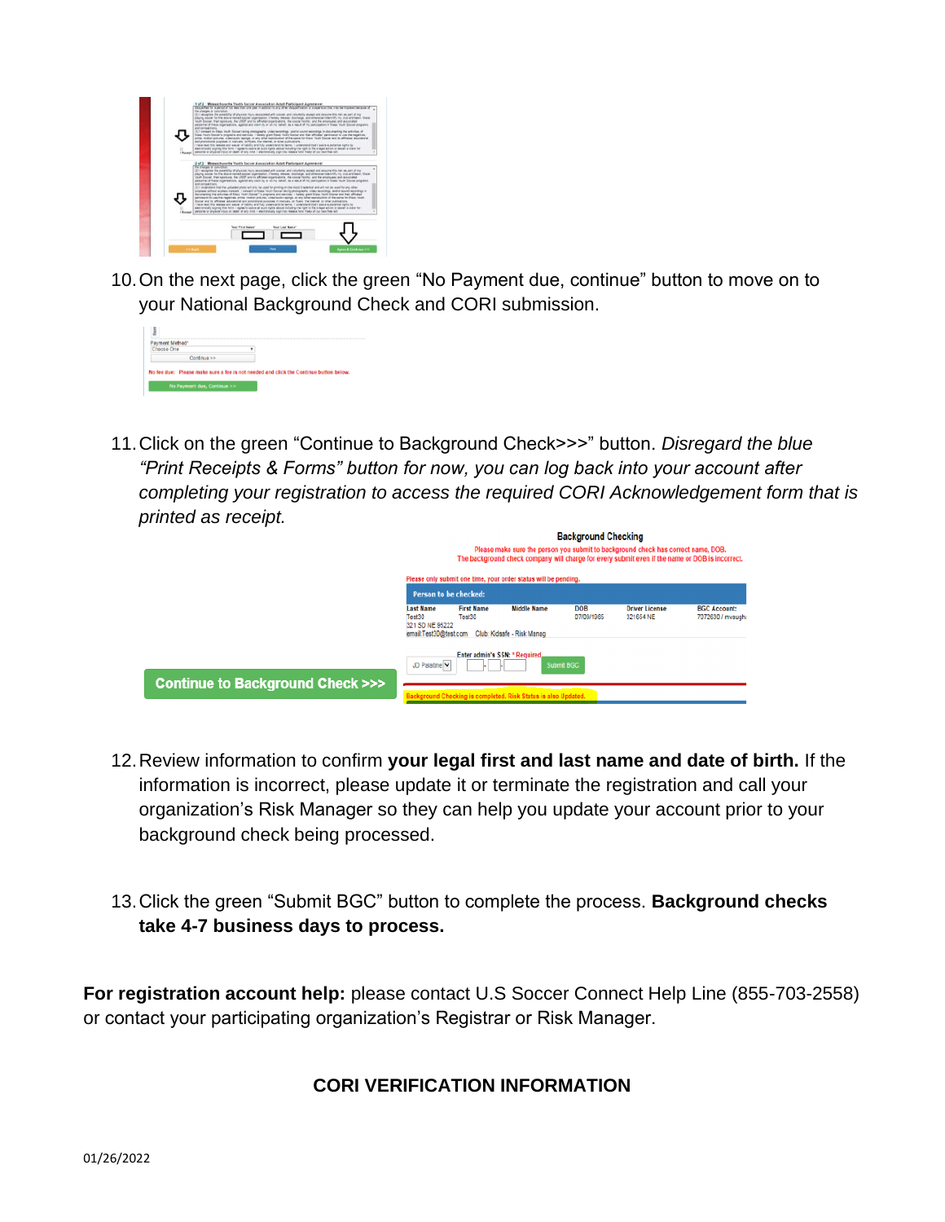10. On the next page, click the green “No Payment due, continue” button to move on to your National Background Check and CORI submission.

11. Click on the green “Continue to Background Check>>>” button. *Disregard the blue “Print Receipts & Forms” button for now, you can log back into your account after completing your registration to access the required CORI Acknowledgement form that is printed as receipt.*

12. Review information to confirm **your legal first and last name and date of birth.** If the information is incorrect, please update it or terminate the registration and call your organization’s Risk Manager so they can help you update your account prior to your background check being processed.

13. Click the green “Submit BGC” button to complete the process. **Background checks take 4-7 business days to process.**

**For registration account help:** please contact U.S Soccer Connect Help Line (855-703-2558) or contact your participating organization’s Registrar or Risk Manager.

## CORI VERIFICATION INFORMATION

01/26/2022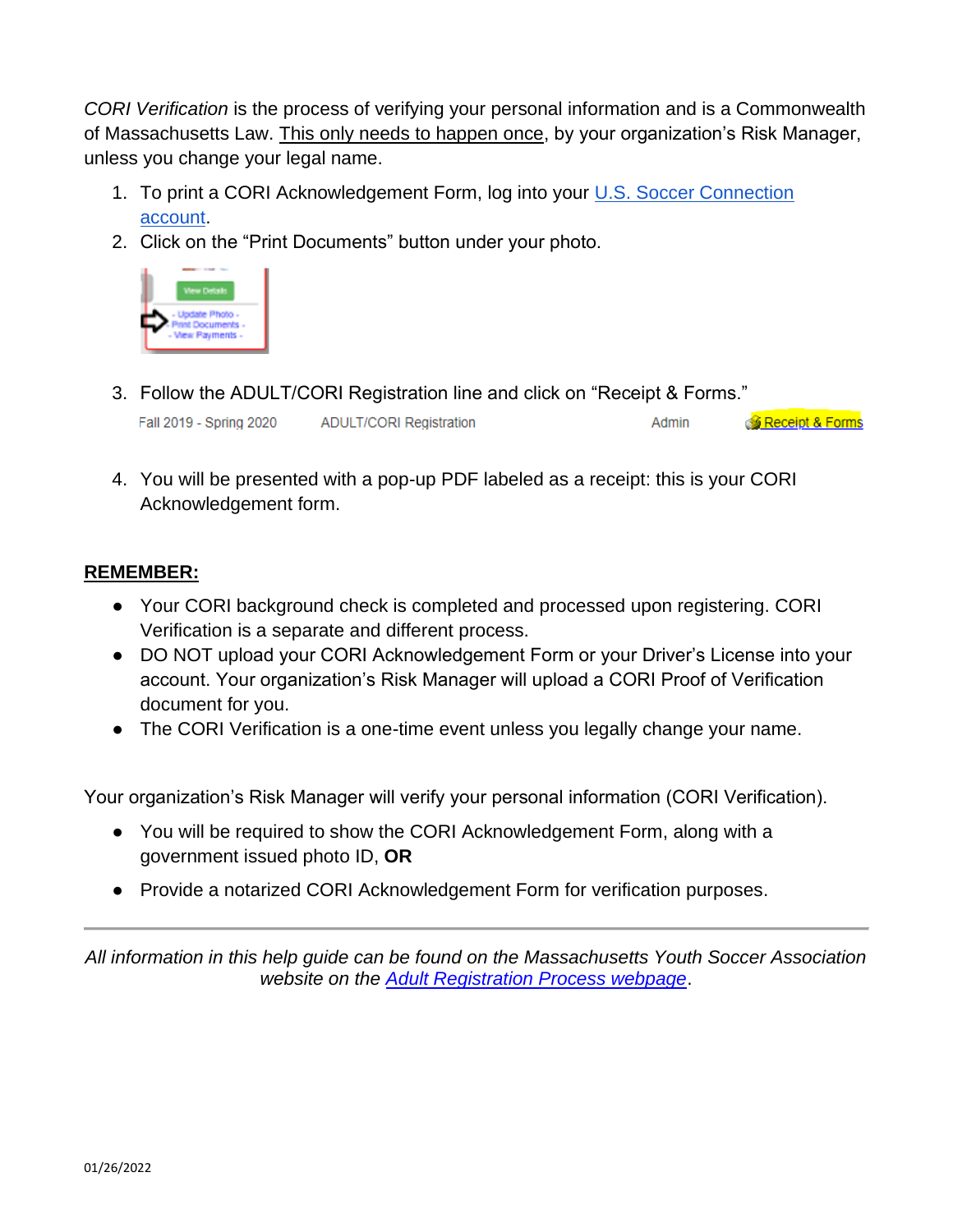*CORI Verification* is the process of verifying your personal information and is a Commonwealth of Massachusetts Law. This only needs to happen once, by your organization's Risk Manager, unless you change your legal name.

1. To print a CORI Acknowledgement Form, log into your [U.S. Soccer Connection account](#).
2. Click on the "Print Documents" button under your photo.
3. Follow the ADULT/CORI Registration line and click on "Receipt & Forms."

   Fall 2019 - Spring 2020    ADULT/CORI Registration    Admin    Receipt & Forms

4. You will be presented with a pop-up PDF labeled as a receipt: this is your CORI Acknowledgement form.

**REMEMBER:**

- Your CORI background check is completed and processed upon registering. CORI Verification is a separate and different process.
- DO NOT upload your CORI Acknowledgement Form or your Driver's License into your account. Your organization's Risk Manager will upload a CORI Proof of Verification document for you.
- The CORI Verification is a one-time event unless you legally change your name.

Your organization's Risk Manager will verify your personal information (CORI Verification).

- You will be required to show the CORI Acknowledgement Form, along with a government issued photo ID, **OR**
- Provide a notarized CORI Acknowledgement Form for verification purposes.

---

*All information in this help guide can be found on the Massachusetts Youth Soccer Association website on the [Adult Registration Process webpage](#).*

01/26/2022